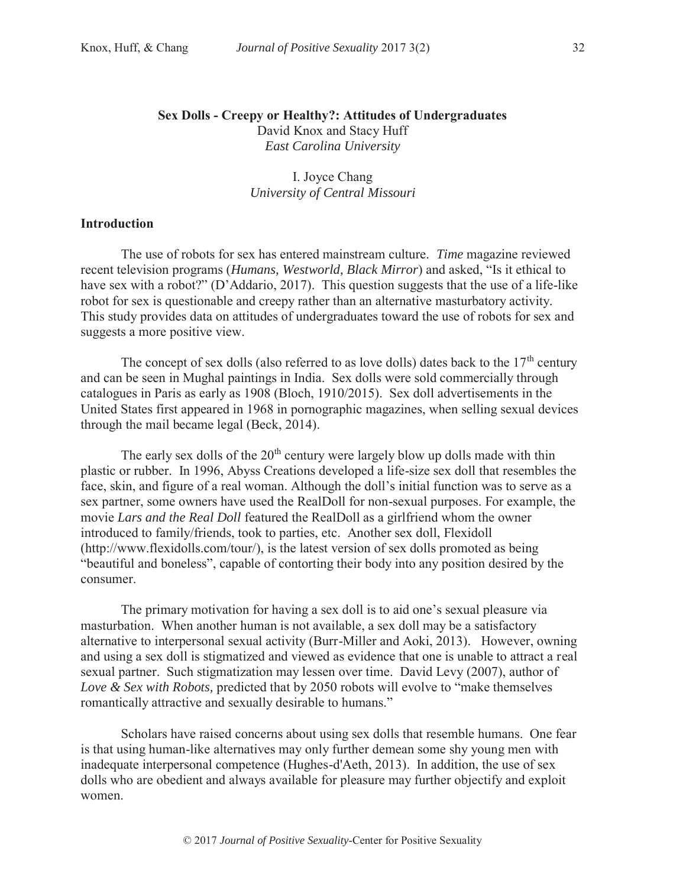# Sex Dolls - Creepy or Healthy?: Attitudes of Undergraduates

David Knox and Stacy Huff
*East Carolina University*

I. Joyce Chang
*University of Central Missouri*

## Introduction

The use of robots for sex has entered mainstream culture. *Time* magazine reviewed recent television programs (*Humans, Westworld, Black Mirror*) and asked, "Is it ethical to have sex with a robot?" (D'Addario, 2017). This question suggests that the use of a life-like robot for sex is questionable and creepy rather than an alternative masturbatory activity. This study provides data on attitudes of undergraduates toward the use of robots for sex and suggests a more positive view.

The concept of sex dolls (also referred to as love dolls) dates back to the 17th century and can be seen in Mughal paintings in India. Sex dolls were sold commercially through catalogues in Paris as early as 1908 (Bloch, 1910/2015). Sex doll advertisements in the United States first appeared in 1968 in pornographic magazines, when selling sexual devices through the mail became legal (Beck, 2014).

The early sex dolls of the 20th century were largely blow up dolls made with thin plastic or rubber. In 1996, Abyss Creations developed a life-size sex doll that resembles the face, skin, and figure of a real woman. Although the doll's initial function was to serve as a sex partner, some owners have used the RealDoll for non-sexual purposes. For example, the movie *Lars and the Real Doll* featured the RealDoll as a girlfriend whom the owner introduced to family/friends, took to parties, etc. Another sex doll, Flexidoll (http://www.flexidolls.com/tour/), is the latest version of sex dolls promoted as being "beautiful and boneless", capable of contorting their body into any position desired by the consumer.

The primary motivation for having a sex doll is to aid one's sexual pleasure via masturbation. When another human is not available, a sex doll may be a satisfactory alternative to interpersonal sexual activity (Burr-Miller and Aoki, 2013). However, owning and using a sex doll is stigmatized and viewed as evidence that one is unable to attract a real sexual partner. Such stigmatization may lessen over time. David Levy (2007), author of *Love & Sex with Robots,* predicted that by 2050 robots will evolve to "make themselves romantically attractive and sexually desirable to humans."

Scholars have raised concerns about using sex dolls that resemble humans. One fear is that using human-like alternatives may only further demean some shy young men with inadequate interpersonal competence (Hughes-d'Aeth, 2013). In addition, the use of sex dolls who are obedient and always available for pleasure may further objectify and exploit women.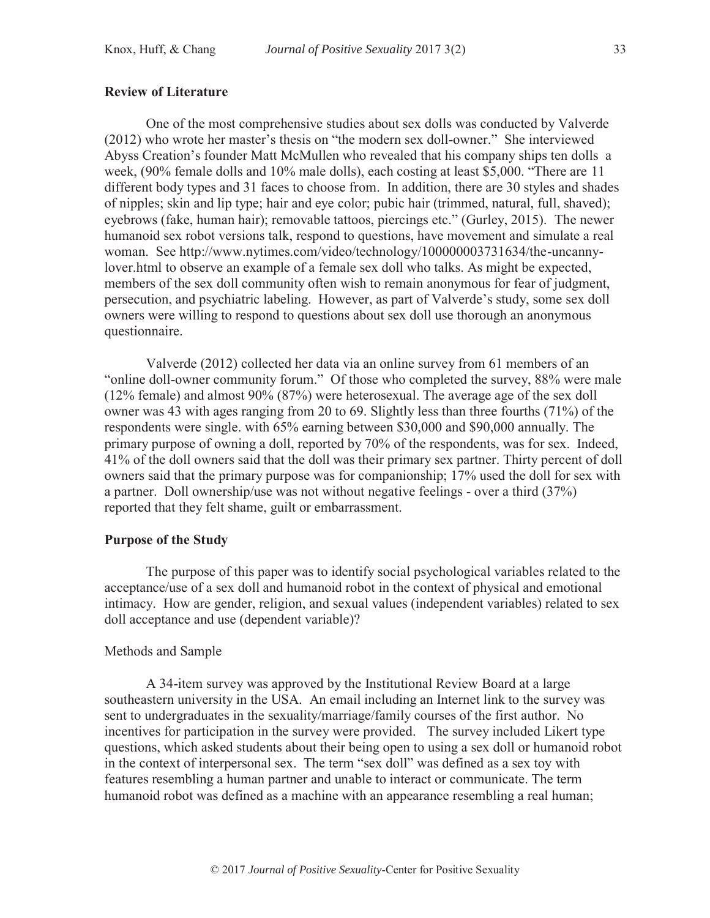## Review of Literature

One of the most comprehensive studies about sex dolls was conducted by Valverde (2012) who wrote her master's thesis on "the modern sex doll-owner." She interviewed Abyss Creation's founder Matt McMullen who revealed that his company ships ten dolls a week, (90% female dolls and 10% male dolls), each costing at least $5,000. "There are 11 different body types and 31 faces to choose from. In addition, there are 30 styles and shades of nipples; skin and lip type; hair and eye color; pubic hair (trimmed, natural, full, shaved); eyebrows (fake, human hair); removable tattoos, piercings etc." (Gurley, 2015). The newer humanoid sex robot versions talk, respond to questions, have movement and simulate a real woman. See http://www.nytimes.com/video/technology/100000003731634/the-uncanny-lover.html to observe an example of a female sex doll who talks. As might be expected, members of the sex doll community often wish to remain anonymous for fear of judgment, persecution, and psychiatric labeling. However, as part of Valverde's study, some sex doll owners were willing to respond to questions about sex doll use thorough an anonymous questionnaire.

Valverde (2012) collected her data via an online survey from 61 members of an "online doll-owner community forum." Of those who completed the survey, 88% were male (12% female) and almost 90% (87%) were heterosexual. The average age of the sex doll owner was 43 with ages ranging from 20 to 69. Slightly less than three fourths (71%) of the respondents were single. with 65% earning between $30,000 and $90,000 annually. The primary purpose of owning a doll, reported by 70% of the respondents, was for sex. Indeed, 41% of the doll owners said that the doll was their primary sex partner. Thirty percent of doll owners said that the primary purpose was for companionship; 17% used the doll for sex with a partner. Doll ownership/use was not without negative feelings - over a third (37%) reported that they felt shame, guilt or embarrassment.

## Purpose of the Study

The purpose of this paper was to identify social psychological variables related to the acceptance/use of a sex doll and humanoid robot in the context of physical and emotional intimacy. How are gender, religion, and sexual values (independent variables) related to sex doll acceptance and use (dependent variable)?

### Methods and Sample

A 34-item survey was approved by the Institutional Review Board at a large southeastern university in the USA. An email including an Internet link to the survey was sent to undergraduates in the sexuality/marriage/family courses of the first author. No incentives for participation in the survey were provided. The survey included Likert type questions, which asked students about their being open to using a sex doll or humanoid robot in the context of interpersonal sex. The term "sex doll" was defined as a sex toy with features resembling a human partner and unable to interact or communicate. The term humanoid robot was defined as a machine with an appearance resembling a real human;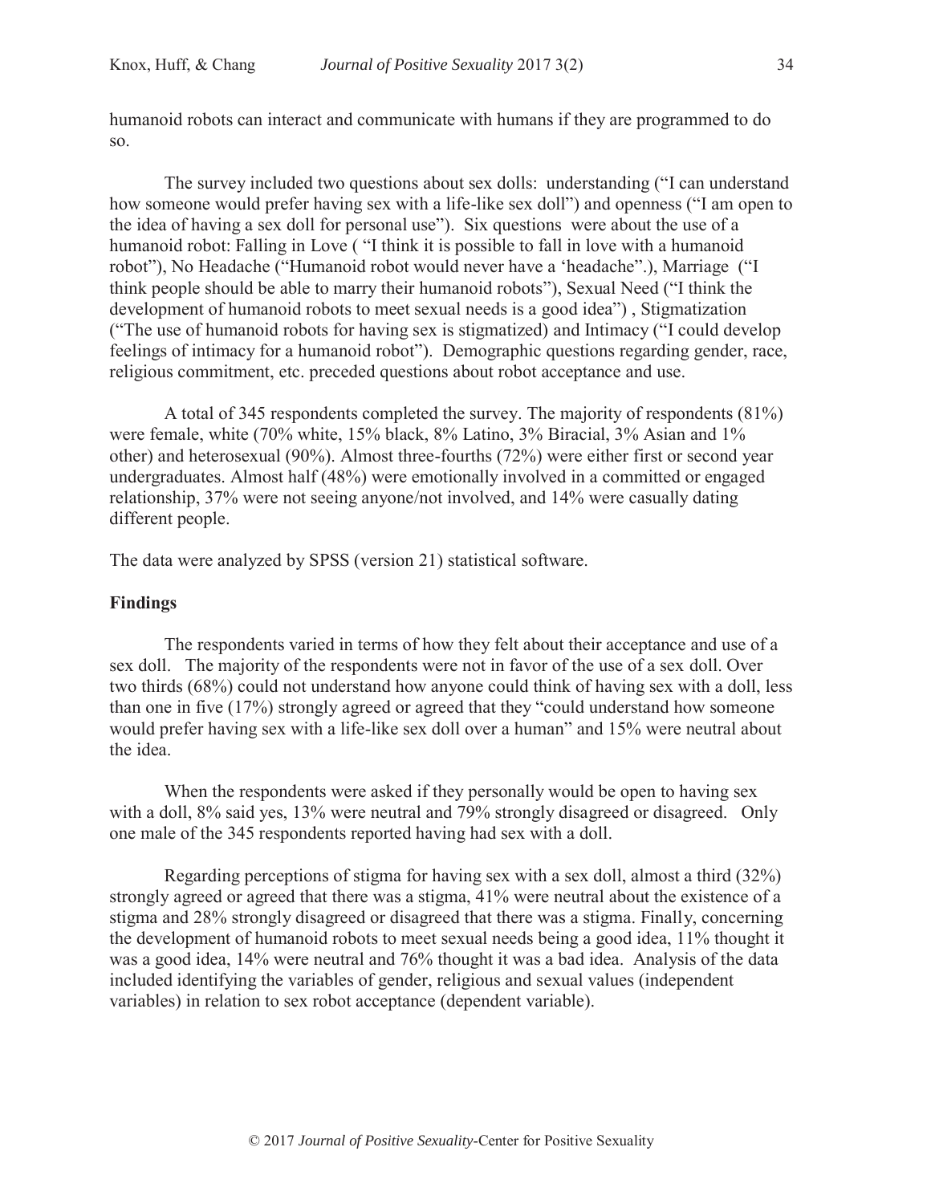humanoid robots can interact and communicate with humans if they are programmed to do so.

The survey included two questions about sex dolls: understanding ("I can understand how someone would prefer having sex with a life-like sex doll") and openness ("I am open to the idea of having a sex doll for personal use"). Six questions were about the use of a humanoid robot: Falling in Love ( "I think it is possible to fall in love with a humanoid robot"), No Headache ("Humanoid robot would never have a 'headache".), Marriage ("I think people should be able to marry their humanoid robots"), Sexual Need ("I think the development of humanoid robots to meet sexual needs is a good idea") , Stigmatization ("The use of humanoid robots for having sex is stigmatized) and Intimacy ("I could develop feelings of intimacy for a humanoid robot"). Demographic questions regarding gender, race, religious commitment, etc. preceded questions about robot acceptance and use.

A total of 345 respondents completed the survey. The majority of respondents (81%) were female, white (70% white, 15% black, 8% Latino, 3% Biracial, 3% Asian and 1% other) and heterosexual (90%). Almost three-fourths (72%) were either first or second year undergraduates. Almost half (48%) were emotionally involved in a committed or engaged relationship, 37% were not seeing anyone/not involved, and 14% were casually dating different people.

The data were analyzed by SPSS (version 21) statistical software.

**Findings**

The respondents varied in terms of how they felt about their acceptance and use of a sex doll. The majority of the respondents were not in favor of the use of a sex doll. Over two thirds (68%) could not understand how anyone could think of having sex with a doll, less than one in five (17%) strongly agreed or agreed that they "could understand how someone would prefer having sex with a life-like sex doll over a human" and 15% were neutral about the idea.

When the respondents were asked if they personally would be open to having sex with a doll, 8% said yes, 13% were neutral and 79% strongly disagreed or disagreed. Only one male of the 345 respondents reported having had sex with a doll.

Regarding perceptions of stigma for having sex with a sex doll, almost a third (32%) strongly agreed or agreed that there was a stigma, 41% were neutral about the existence of a stigma and 28% strongly disagreed or disagreed that there was a stigma. Finally, concerning the development of humanoid robots to meet sexual needs being a good idea, 11% thought it was a good idea, 14% were neutral and 76% thought it was a bad idea. Analysis of the data included identifying the variables of gender, religious and sexual values (independent variables) in relation to sex robot acceptance (dependent variable).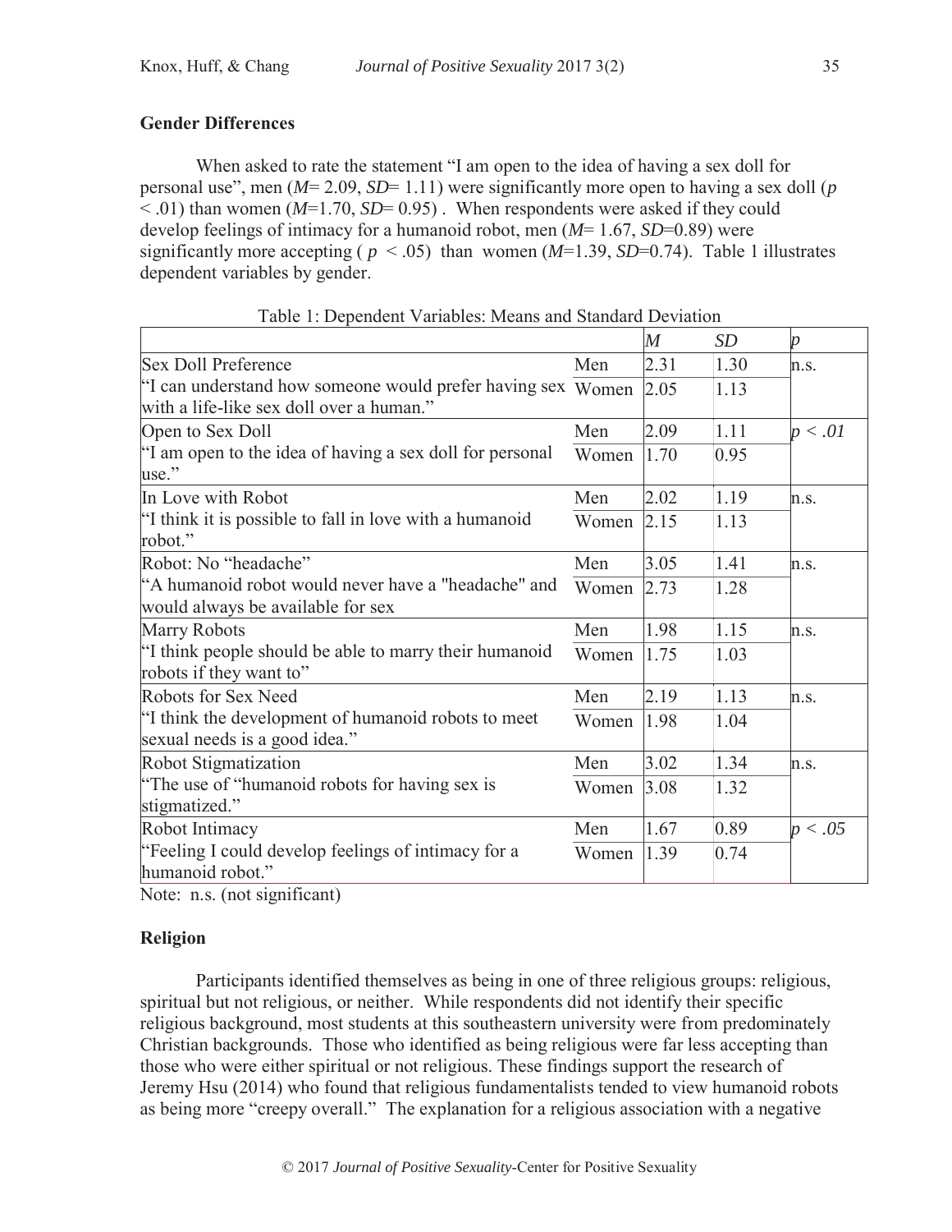## Gender Differences

When asked to rate the statement "I am open to the idea of having a sex doll for personal use", men ($M$= 2.09, $SD$= 1.11) were significantly more open to having a sex doll ($p < .01$) than women ($M$=1.70, $SD$= 0.95) . When respondents were asked if they could develop feelings of intimacy for a humanoid robot, men ($M$= 1.67, $SD$=0.89) were significantly more accepting ( $p < .05$) than women ($M$=1.39, $SD$=0.74). Table 1 illustrates dependent variables by gender.

Table 1: Dependent Variables: Means and Standard Deviation

| | | *M* | *SD* | *p* |
|---|---|---|---|---|
| Sex Doll Preference | Men | 2.31 | 1.30 | n.s. |
| "I can understand how someone would prefer having sex with a life-like sex doll over a human." | Women | 2.05 | 1.13 | |
| Open to Sex Doll | Men | 2.09 | 1.11 | $p < .01$ |
| "I am open to the idea of having a sex doll for personal use." | Women | 1.70 | 0.95 | |
| In Love with Robot | Men | 2.02 | 1.19 | n.s. |
| "I think it is possible to fall in love with a humanoid robot." | Women | 2.15 | 1.13 | |
| Robot: No "headache" | Men | 3.05 | 1.41 | n.s. |
| "A humanoid robot would never have a "headache" and would always be available for sex | Women | 2.73 | 1.28 | |
| Marry Robots | Men | 1.98 | 1.15 | n.s. |
| "I think people should be able to marry their humanoid robots if they want to" | Women | 1.75 | 1.03 | |
| Robots for Sex Need | Men | 2.19 | 1.13 | n.s. |
| "I think the development of humanoid robots to meet sexual needs is a good idea." | Women | 1.98 | 1.04 | |
| Robot Stigmatization | Men | 3.02 | 1.34 | n.s. |
| "The use of "humanoid robots for having sex is stigmatized." | Women | 3.08 | 1.32 | |
| Robot Intimacy | Men | 1.67 | 0.89 | $p < .05$ |
| "Feeling I could develop feelings of intimacy for a humanoid robot." | Women | 1.39 | 0.74 | |

Note: n.s. (not significant)

## Religion

Participants identified themselves as being in one of three religious groups: religious, spiritual but not religious, or neither. While respondents did not identify their specific religious background, most students at this southeastern university were from predominately Christian backgrounds. Those who identified as being religious were far less accepting than those who were either spiritual or not religious. These findings support the research of Jeremy Hsu (2014) who found that religious fundamentalists tended to view humanoid robots as being more "creepy overall." The explanation for a religious association with a negative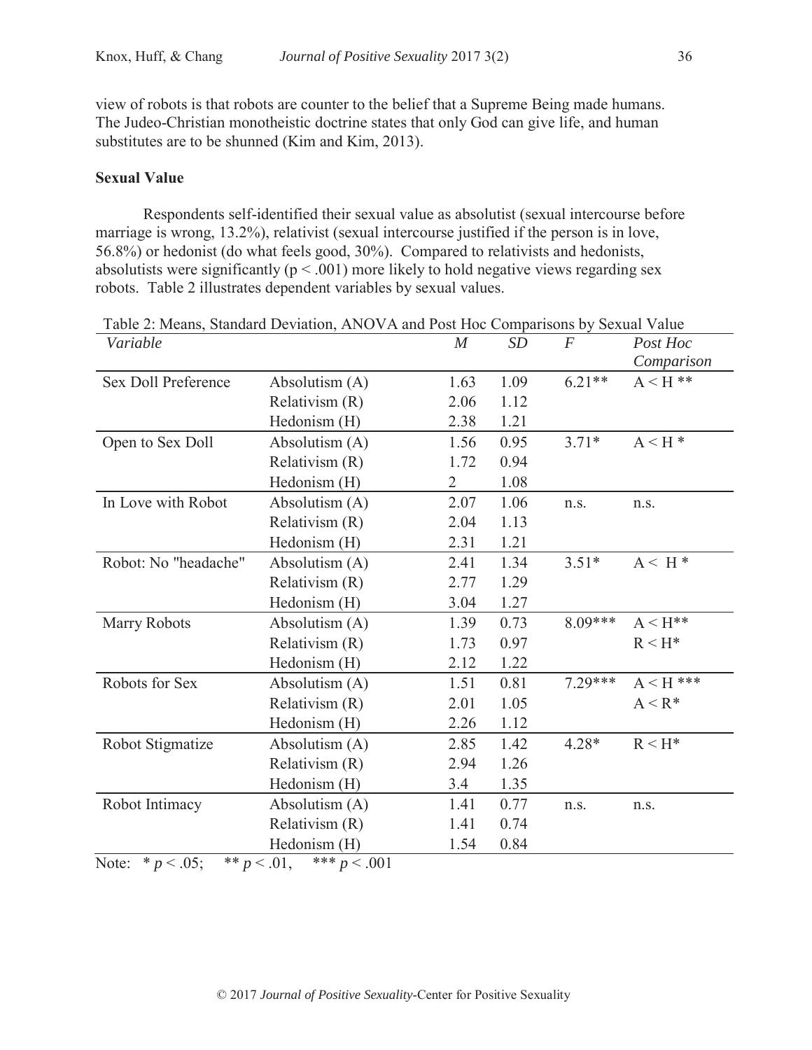view of robots is that robots are counter to the belief that a Supreme Being made humans. The Judeo-Christian monotheistic doctrine states that only God can give life, and human substitutes are to be shunned (Kim and Kim, 2013).

**Sexual Value**

Respondents self-identified their sexual value as absolutist (sexual intercourse before marriage is wrong, 13.2%), relativist (sexual intercourse justified if the person is in love, 56.8%) or hedonist (do what feels good, 30%). Compared to relativists and hedonists, absolutists were significantly ($p < .001$) more likely to hold negative views regarding sex robots. Table 2 illustrates dependent variables by sexual values.

Table 2: Means, Standard Deviation, ANOVA and Post Hoc Comparisons by Sexual Value

| *Variable* | | *M* | *SD* | *F* | *Post Hoc Comparison* |
|---|---|---|---|---|---|
| Sex Doll Preference | Absolutism (A) | 1.63 | 1.09 | 6.21** | A < H ** |
| | Relativism (R) | 2.06 | 1.12 | | |
| | Hedonism (H) | 2.38 | 1.21 | | |
| Open to Sex Doll | Absolutism (A) | 1.56 | 0.95 | 3.71* | A < H * |
| | Relativism (R) | 1.72 | 0.94 | | |
| | Hedonism (H) | 2 | 1.08 | | |
| In Love with Robot | Absolutism (A) | 2.07 | 1.06 | n.s. | n.s. |
| | Relativism (R) | 2.04 | 1.13 | | |
| | Hedonism (H) | 2.31 | 1.21 | | |
| Robot: No "headache" | Absolutism (A) | 2.41 | 1.34 | 3.51* | A < H * |
| | Relativism (R) | 2.77 | 1.29 | | |
| | Hedonism (H) | 3.04 | 1.27 | | |
| Marry Robots | Absolutism (A) | 1.39 | 0.73 | 8.09*** | A < H** |
| | Relativism (R) | 1.73 | 0.97 | | R < H* |
| | Hedonism (H) | 2.12 | 1.22 | | |
| Robots for Sex | Absolutism (A) | 1.51 | 0.81 | 7.29*** | A < H *** |
| | Relativism (R) | 2.01 | 1.05 | | A < R* |
| | Hedonism (H) | 2.26 | 1.12 | | |
| Robot Stigmatize | Absolutism (A) | 2.85 | 1.42 | 4.28* | R < H* |
| | Relativism (R) | 2.94 | 1.26 | | |
| | Hedonism (H) | 3.4 | 1.35 | | |
| Robot Intimacy | Absolutism (A) | 1.41 | 0.77 | n.s. | n.s. |
| | Relativism (R) | 1.41 | 0.74 | | |
| | Hedonism (H) | 1.54 | 0.84 | | |

Note: * $p < .05$; ** $p < .01$, *** $p < .001$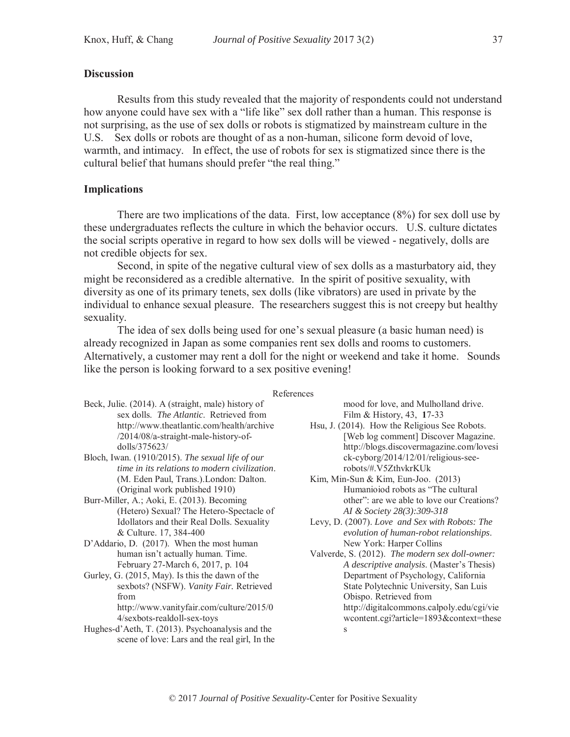## Discussion

Results from this study revealed that the majority of respondents could not understand how anyone could have sex with a "life like" sex doll rather than a human. This response is not surprising, as the use of sex dolls or robots is stigmatized by mainstream culture in the U.S. Sex dolls or robots are thought of as a non-human, silicone form devoid of love, warmth, and intimacy. In effect, the use of robots for sex is stigmatized since there is the cultural belief that humans should prefer "the real thing."

## Implications

There are two implications of the data. First, low acceptance (8%) for sex doll use by these undergraduates reflects the culture in which the behavior occurs. U.S. culture dictates the social scripts operative in regard to how sex dolls will be viewed - negatively, dolls are not credible objects for sex.

Second, in spite of the negative cultural view of sex dolls as a masturbatory aid, they might be reconsidered as a credible alternative. In the spirit of positive sexuality, with diversity as one of its primary tenets, sex dolls (like vibrators) are used in private by the individual to enhance sexual pleasure. The researchers suggest this is not creepy but healthy sexuality.

The idea of sex dolls being used for one's sexual pleasure (a basic human need) is already recognized in Japan as some companies rent sex dolls and rooms to customers. Alternatively, a customer may rent a doll for the night or weekend and take it home. Sounds like the person is looking forward to a sex positive evening!

References

Beck, Julie. (2014). A (straight, male) history of sex dolls. *The Atlantic*. Retrieved from http://www.theatlantic.com/health/archive/2014/08/a-straight-male-history-of-dolls/375623/

Bloch, Iwan. (1910/2015). *The sexual life of our time in its relations to modern civilization*. (M. Eden Paul, Trans.).London: Dalton. (Original work published 1910)

Burr-Miller, A.; Aoki, E. (2013). Becoming (Hetero) Sexual? The Hetero-Spectacle of Idollators and their Real Dolls. Sexuality & Culture. 17, 384-400

D'Addario, D. (2017). When the most human human isn't actually human. Time. February 27-March 6, 2017, p. 104

Gurley, G. (2015, May). Is this the dawn of the sexbots? (NSFW). *Vanity Fair.* Retrieved from http://www.vanityfair.com/culture/2015/04/sexbots-realdoll-sex-toys

Hughes-d'Aeth, T. (2013). Psychoanalysis and the scene of love: Lars and the real girl, In the mood for love, and Mulholland drive. Film & History, 43, **1**7-33

Hsu, J. (2014). How the Religious See Robots. [Web log comment] Discover Magazine. http://blogs.discovermagazine.com/lovesick-cyborg/2014/12/01/religious-see-robots/#.V5ZthvkrKUk

Kim, Min-Sun & Kim, Eun-Joo. (2013) Humanioiod robots as "The cultural other": are we able to love our Creations? *AI & Society 28(3):309-318*

Levy, D. (2007). *Love and Sex with Robots: The evolution of human-robot relationships*. New York: Harper Collins

Valverde, S. (2012). *The modern sex doll-owner: A descriptive analysis*. (Master's Thesis) Department of Psychology, California State Polytechnic University, San Luis Obispo. Retrieved from http://digitalcommons.calpoly.edu/cgi/viewcontent.cgi?article=1893&context=theses